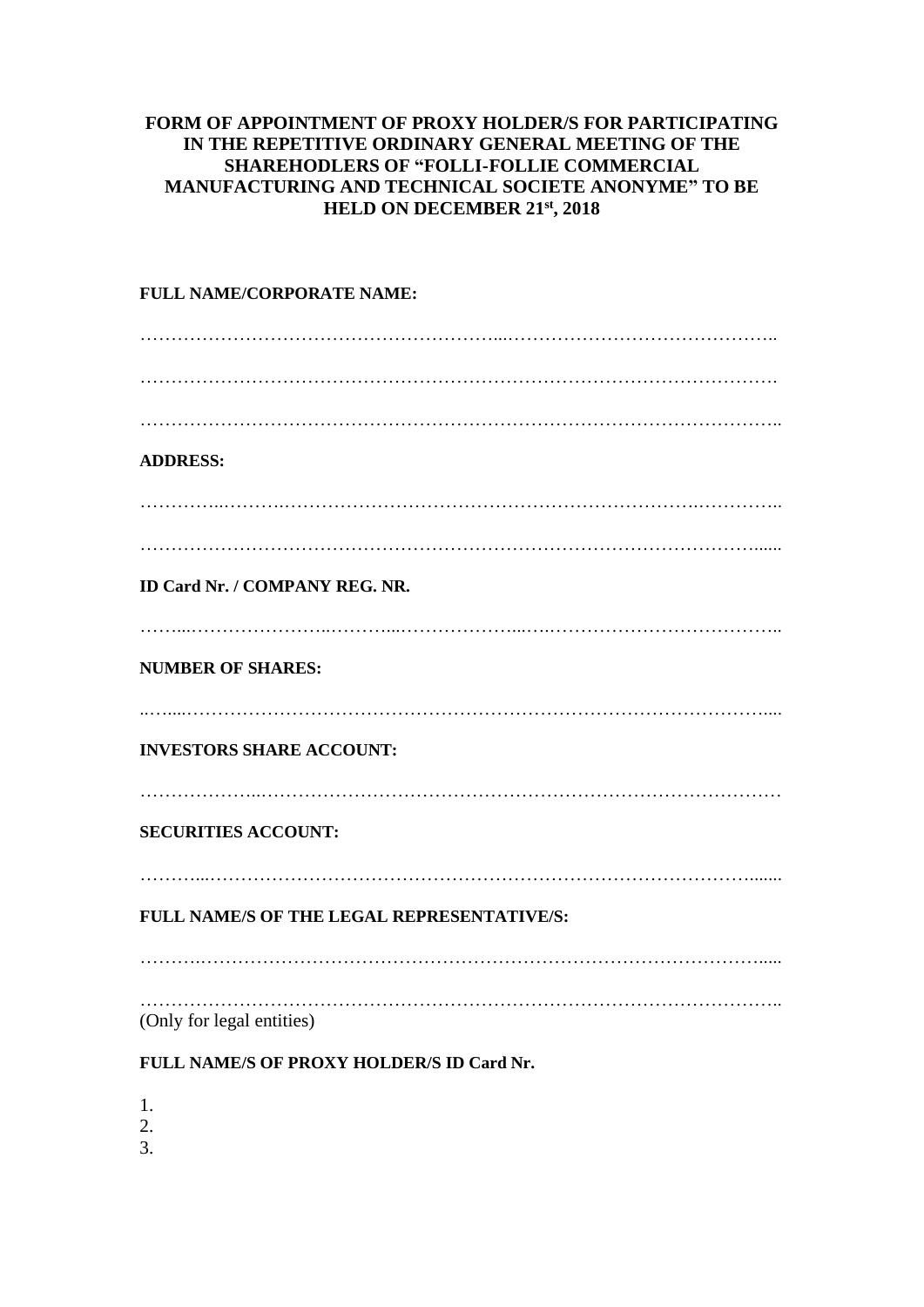# FORM OF APPOINTMENT OF PROXY HOLDER/S FOR PARTICIPATING IN THE REPETITIVE ORDINARY GENERAL MEETING OF THE SHAREHODLERS OF "FOLLI-FOLLIE COMMERCIAL MANUFACTURING AND TECHNICAL SOCIETE ANONYME" TO BE HELD ON DECEMBER 21st, 2018

**FULL NAME/CORPORATE NAME:**

……………………………………………………...……………………………………..

……………………………………………………………………………………………….

………………………………………………………………………………………………..

**ADDRESS:**

…………..……….…………………………………………………….…………..

………………………………………………………………………………………......

**ID Card Nr. / COMPANY REG. NR.**

……...…………………..………...………………...….………………………………..

**NUMBER OF SHARES:**

..…...……………………………………………………………………………………....

**INVESTORS SHARE ACCOUNT:**

………………...………………………………………………………………………

**SECURITIES ACCOUNT:**

………...…………………………………………………………………………….......

**FULL NAME/S OF THE LEGAL REPRESENTATIVE/S:**

……….…………………………………………………………………………………....

………………………………………………………………………………………………..

(Only for legal entities)

**FULL NAME/S OF PROXY HOLDER/S ID Card Nr.**

1.
2.
3.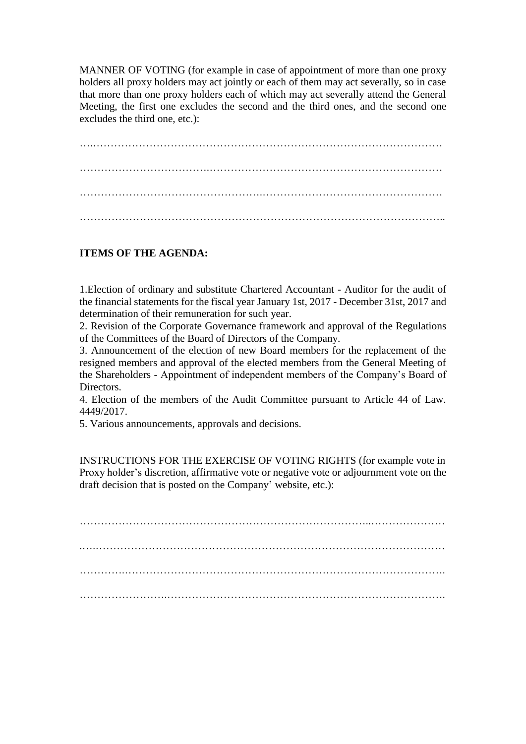MANNER OF VOTING (for example in case of appointment of more than one proxy holders all proxy holders may act jointly or each of them may act severally, so in case that more than one proxy holders each of which may act severally attend the General Meeting, the first one excludes the second and the third ones, and the second one excludes the third one, etc.):

…………………………………………………………………………………………

…………………………………………………………………………………………

…………………………………………………………………………………………

…………………………………………………………………………………………

**ITEMS OF THE AGENDA:**

1.Election of ordinary and substitute Chartered Accountant - Auditor for the audit of the financial statements for the fiscal year January 1st, 2017 - December 31st, 2017 and determination of their remuneration for such year.
2. Revision of the Corporate Governance framework and approval of the Regulations of the Committees of the Board of Directors of the Company.
3. Announcement of the election of new Board members for the replacement of the resigned members and approval of the elected members from the General Meeting of the Shareholders - Appointment of independent members of the Company's Board of Directors.
4. Election of the members of the Audit Committee pursuant to Article 44 of Law. 4449/2017.
5. Various announcements, approvals and decisions.

INSTRUCTIONS FOR THE EXERCISE OF VOTING RIGHTS (for example vote in Proxy holder's discretion, affirmative vote or negative vote or adjournment vote on the draft decision that is posted on the Company' website, etc.):

…………………………………………………………………………………………

…………………………………………………………………………………………

…………………………………………………………………………………………

…………………………………………………………………………………………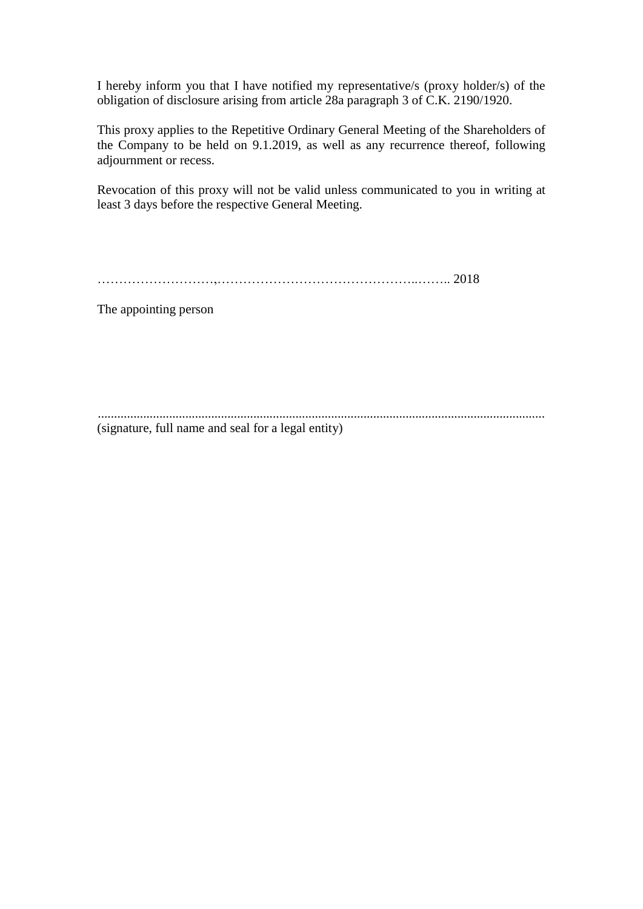I hereby inform you that I have notified my representative/s (proxy holder/s) of the obligation of disclosure arising from article 28a paragraph 3 of C.K. 2190/1920.

This proxy applies to the Repetitive Ordinary General Meeting of the Shareholders of the Company to be held on 9.1.2019, as well as any recurrence thereof, following adjournment or recess.

Revocation of this proxy will not be valid unless communicated to you in writing at least 3 days before the respective General Meeting.

……………………….,………………………………………..…….. 2018

The appointing person

.........................................................................................................................................

(signature, full name and seal for a legal entity)